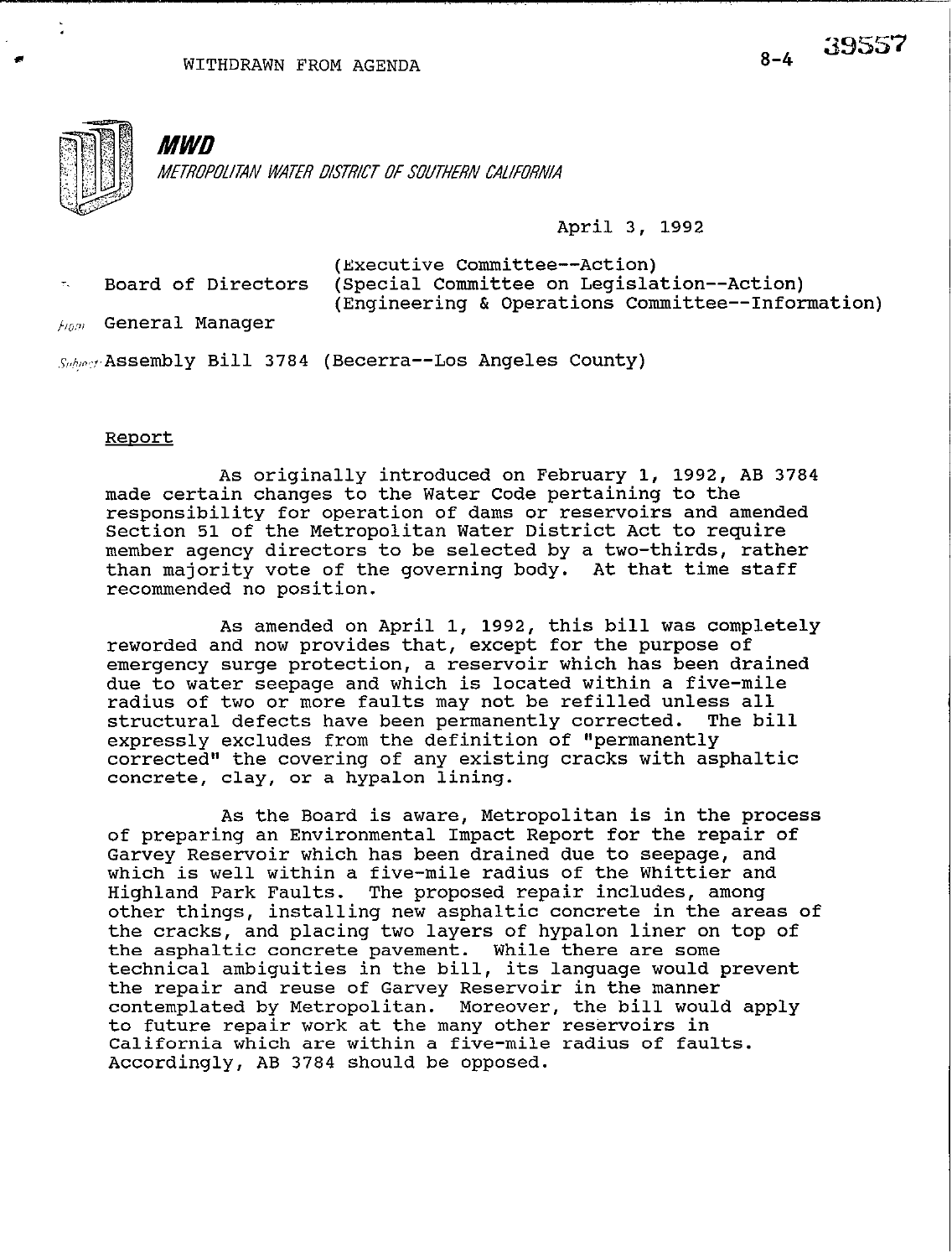WITHDRAWN FROM AGENDA

8-4 39557

**MWD**

*METROPOLITAN WATER DISTRICT OF SOUTHERN CALIFORNIA*

April 3, 1992

To: Board of Directors (Executive Committee--Action)
(Special Committee on Legislation--Action)
(Engineering & Operations Committee--Information)

From: General Manager

Subject: Assembly Bill 3784 (Becerra--Los Angeles County)

## Report

As originally introduced on February 1, 1992, AB 3784 made certain changes to the Water Code pertaining to the responsibility for operation of dams or reservoirs and amended Section 51 of the Metropolitan Water District Act to require member agency directors to be selected by a two-thirds, rather than majority vote of the governing body. At that time staff recommended no position.

As amended on April 1, 1992, this bill was completely reworded and now provides that, except for the purpose of emergency surge protection, a reservoir which has been drained due to water seepage and which is located within a five-mile radius of two or more faults may not be refilled unless all structural defects have been permanently corrected. The bill expressly excludes from the definition of "permanently corrected" the covering of any existing cracks with asphaltic concrete, clay, or a hypalon lining.

As the Board is aware, Metropolitan is in the process of preparing an Environmental Impact Report for the repair of Garvey Reservoir which has been drained due to seepage, and which is well within a five-mile radius of the Whittier and Highland Park Faults. The proposed repair includes, among other things, installing new asphaltic concrete in the areas of the cracks, and placing two layers of hypalon liner on top of the asphaltic concrete pavement. While there are some technical ambiguities in the bill, its language would prevent the repair and reuse of Garvey Reservoir in the manner contemplated by Metropolitan. Moreover, the bill would apply to future repair work at the many other reservoirs in California which are within a five-mile radius of faults. Accordingly, AB 3784 should be opposed.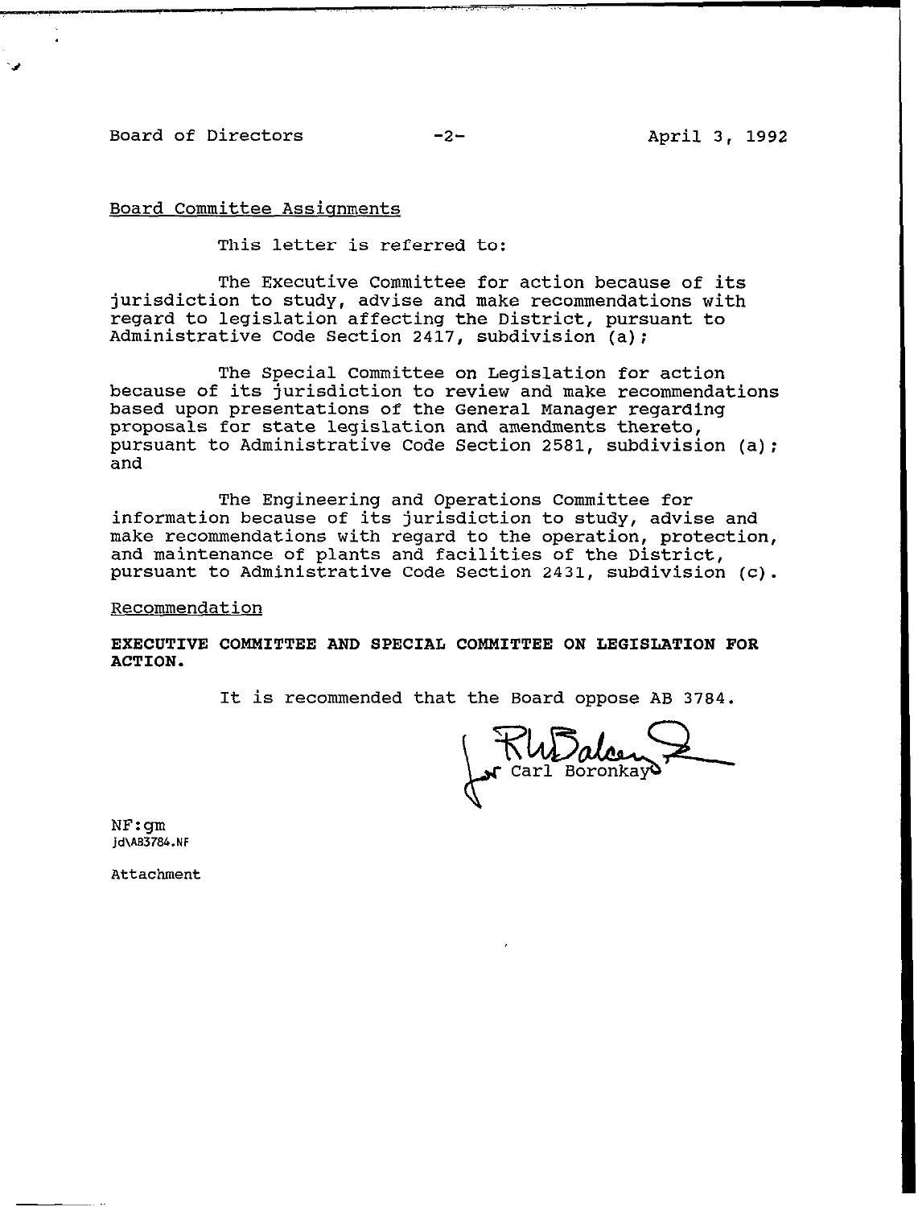Board Committee Assignments

This letter is referred to:

The Executive Committee for action because of its jurisdiction to study, advise and make recommendations with regard to legislation affecting the District, pursuant to Administrative Code Section 2417, subdivision (a);

The Special Committee on Legislation for action because of its jurisdiction to review and make recommendations based upon presentations of the General Manager regarding proposals for state legislation and amendments thereto, pursuant to Administrative Code Section 2581, subdivision (a); and

The Engineering and Operations Committee for information because of its jurisdiction to study, advise and make recommendations with regard to the operation, protection, and maintenance of plants and facilities of the District, pursuant to Administrative Code Section 2431, subdivision (c).

Recommendation

**EXECUTIVE COMMITTEE AND SPECIAL COMMITTEE ON LEGISLATION FOR ACTION.**

It is recommended that the Board oppose AB 3784.

for Carl Boronkay

NF:gm
jd\AB3784.NF

Attachment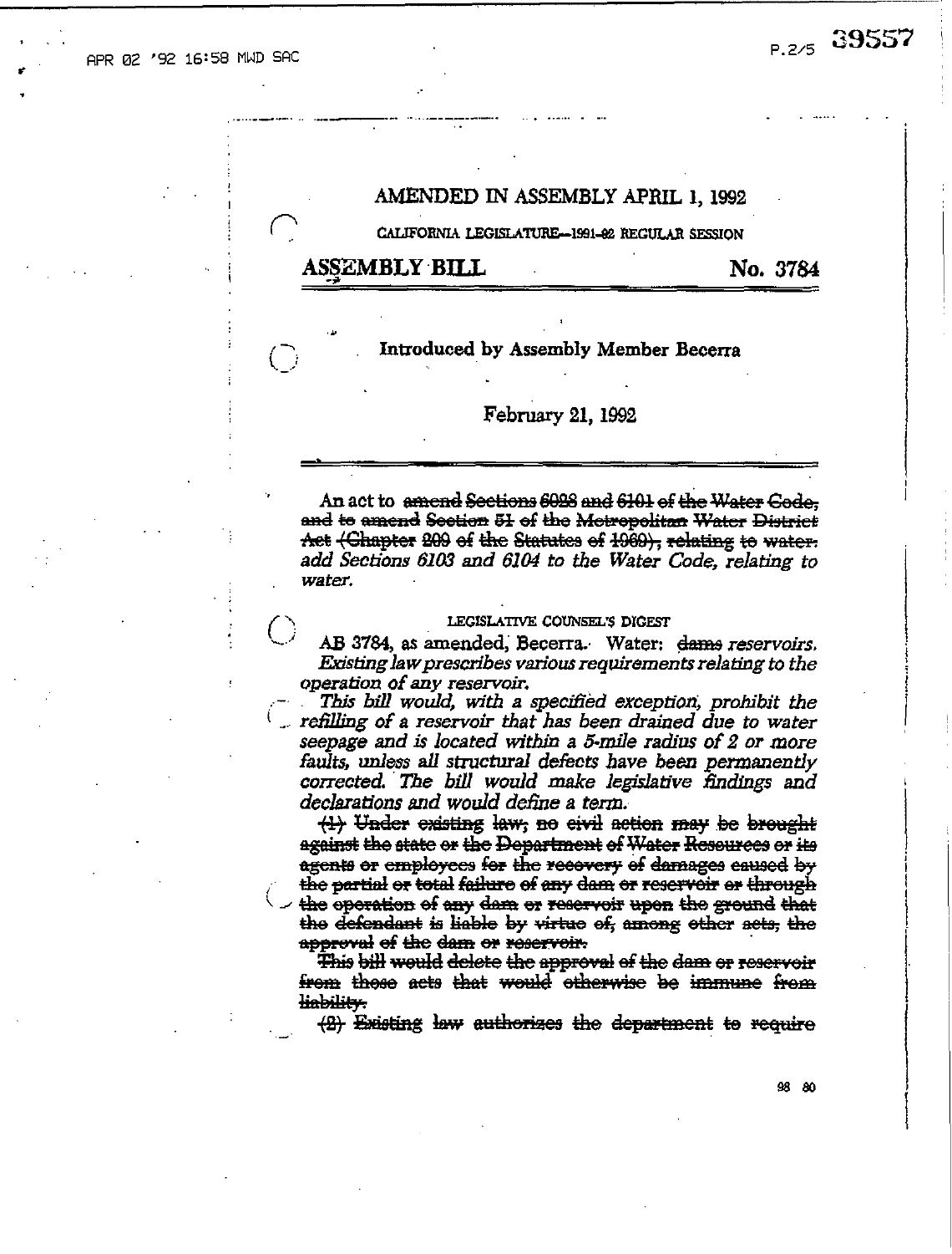AMENDED IN ASSEMBLY APRIL 1, 1992

CALIFORNIA LEGISLATURE—1991–92 REGULAR SESSION

**ASSEMBLY BILL** **No. 3784**

**Introduced by Assembly Member Becerra**

February 21, 1992

An act to ~~amend Sections 6028 and 6101 of the Water Code, and to amend Section 51 of the Metropolitan Water District Act (Chapter 209 of the Statutes of 1969), relating to water.~~ *add Sections 6103 and 6104 to the Water Code, relating to water.*

LEGISLATIVE COUNSEL'S DIGEST

AB 3784, as amended, Becerra. Water: ~~dams~~ *reservoirs.*

*Existing law prescribes various requirements relating to the operation of any reservoir.*

*This bill would, with a specified exception, prohibit the refilling of a reservoir that has been drained due to water seepage and is located within a 5-mile radius of 2 or more faults, unless all structural defects have been permanently corrected. The bill would make legislative findings and declarations and would define a term.*

~~(1) Under existing law, no civil action may be brought against the state or the Department of Water Resources or its agents or employees for the recovery of damages caused by the partial or total failure of any dam or reservoir or through the operation of any dam or reservoir upon the ground that the defendant is liable by virtue of, among other acts, the approval of the dam or reservoir.~~

~~This bill would delete the approval of the dam or reservoir from those acts that would otherwise be immune from liability.~~

~~(2) Existing law authorizes the department to require~~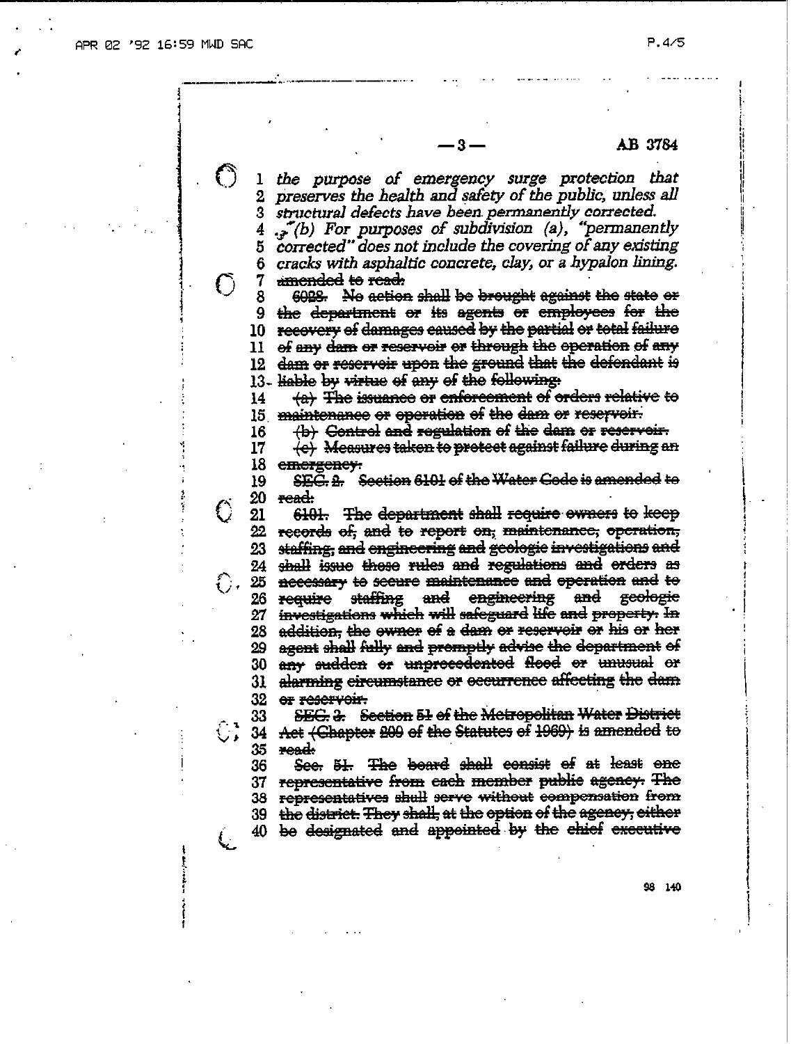*the purpose of emergency surge protection that preserves the health and safety of the public, unless all structural defects have been permanently corrected.*

*(b) For purposes of subdivision (a), "permanently corrected" does not include the covering of any existing cracks with asphaltic concrete, clay, or a hypalon lining.*

~~amended to read:~~

~~6028. No action shall be brought against the state or the department or its agents or employees for the recovery of damages caused by the partial or total failure of any dam or reservoir or through the operation of any dam or reservoir upon the ground that the defendant is liable by virtue of any of the following:~~

~~(a) The issuance or enforcement of orders relative to maintenance or operation of the dam or reservoir.~~

~~(b) Control and regulation of the dam or reservoir.~~

~~(c) Measures taken to protect against failure during an emergency.~~

~~SEC. 2. Section 6101 of the Water Code is amended to read:~~

~~6101. The department shall require owners to keep records of, and to report on, maintenance, operation, staffing, and engineering and geologic investigations and shall issue these rules and regulations and orders as necessary to secure maintenance and operation and to require staffing and engineering and geologic investigations which will safeguard life and property. In addition, the owner of a dam or reservoir or his or her agent shall fully and promptly advise the department of any sudden or unprecedented flood or unusual or alarming circumstance or occurrence affecting the dam or reservoir.~~

~~SEC. 3. Section 51 of the Metropolitan Water District Act (Chapter 209 of the Statutes of 1969) is amended to read:~~

~~Sec. 51. The board shall consist of at least one representative from each member public agency. The representatives shall serve without compensation from the district. They shall, at the option of the agency, either be designated and appointed by the chief executive~~